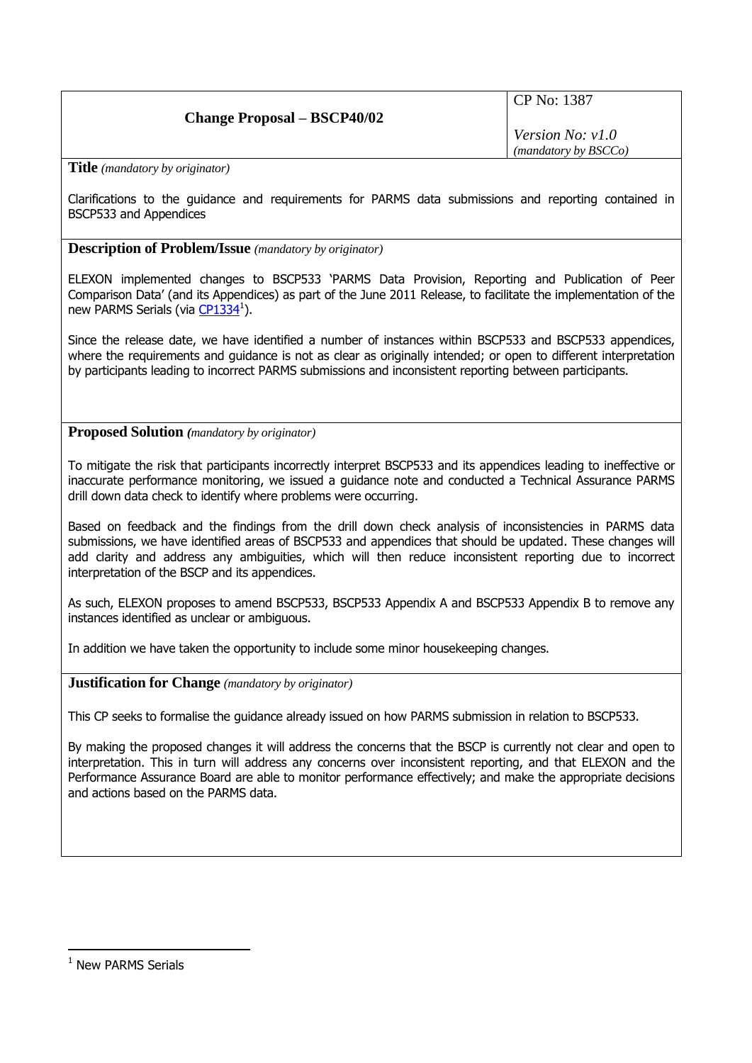| Change Proposal – BSCP40/02 | CP No: 1387 |
| --- | --- |
| | *Version No: v1.0* *(mandatory by BSCCo)* |

**Title** *(mandatory by originator)*

Clarifications to the guidance and requirements for PARMS data submissions and reporting contained in BSCP533 and Appendices

**Description of Problem/Issue** *(mandatory by originator)*

ELEXON implemented changes to BSCP533 'PARMS Data Provision, Reporting and Publication of Peer Comparison Data' (and its Appendices) as part of the June 2011 Release, to facilitate the implementation of the new PARMS Serials (via CP1334[1]).

Since the release date, we have identified a number of instances within BSCP533 and BSCP533 appendices, where the requirements and guidance is not as clear as originally intended; or open to different interpretation by participants leading to incorrect PARMS submissions and inconsistent reporting between participants.

**Proposed Solution** *(mandatory by originator)*

To mitigate the risk that participants incorrectly interpret BSCP533 and its appendices leading to ineffective or inaccurate performance monitoring, we issued a guidance note and conducted a Technical Assurance PARMS drill down data check to identify where problems were occurring.

Based on feedback and the findings from the drill down check analysis of inconsistencies in PARMS data submissions, we have identified areas of BSCP533 and appendices that should be updated. These changes will add clarity and address any ambiguities, which will then reduce inconsistent reporting due to incorrect interpretation of the BSCP and its appendices.

As such, ELEXON proposes to amend BSCP533, BSCP533 Appendix A and BSCP533 Appendix B to remove any instances identified as unclear or ambiguous.

In addition we have taken the opportunity to include some minor housekeeping changes.

**Justification for Change** *(mandatory by originator)*

This CP seeks to formalise the guidance already issued on how PARMS submission in relation to BSCP533.

By making the proposed changes it will address the concerns that the BSCP is currently not clear and open to interpretation. This in turn will address any concerns over inconsistent reporting, and that ELEXON and the Performance Assurance Board are able to monitor performance effectively; and make the appropriate decisions and actions based on the PARMS data.

[1] New PARMS Serials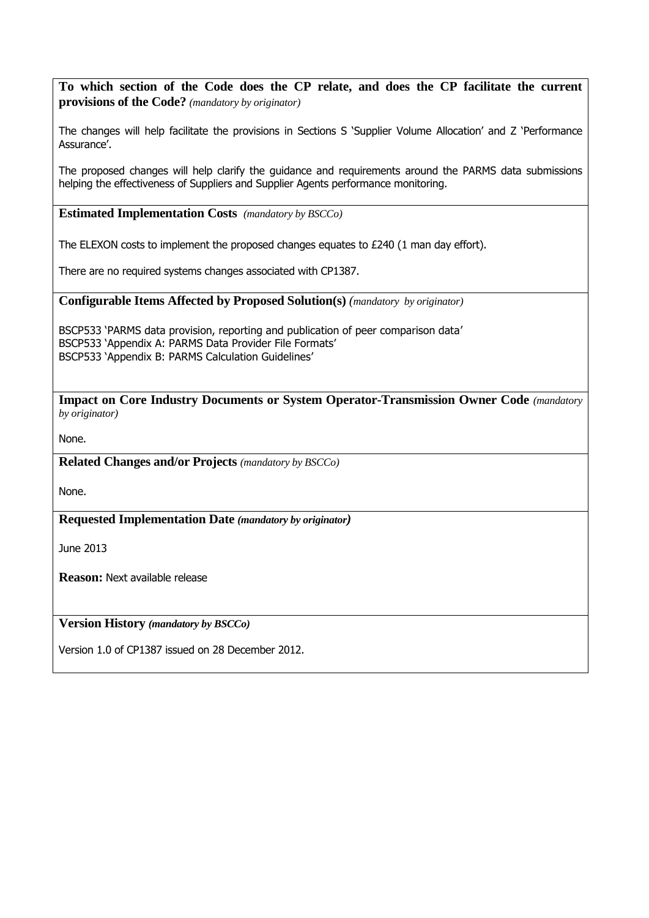**To which section of the Code does the CP relate, and does the CP facilitate the current provisions of the Code?** *(mandatory by originator)*

The changes will help facilitate the provisions in Sections S 'Supplier Volume Allocation' and Z 'Performance Assurance'.

The proposed changes will help clarify the guidance and requirements around the PARMS data submissions helping the effectiveness of Suppliers and Supplier Agents performance monitoring.

**Estimated Implementation Costs** *(mandatory by BSCCo)*

The ELEXON costs to implement the proposed changes equates to £240 (1 man day effort).

There are no required systems changes associated with CP1387.

**Configurable Items Affected by Proposed Solution(s)** *(mandatory by originator)*

BSCP533 'PARMS data provision, reporting and publication of peer comparison data'
BSCP533 'Appendix A: PARMS Data Provider File Formats'
BSCP533 'Appendix B: PARMS Calculation Guidelines'

**Impact on Core Industry Documents or System Operator-Transmission Owner Code** *(mandatory by originator)*

None.

**Related Changes and/or Projects** *(mandatory by BSCCo)*

None.

**Requested Implementation Date** ***(mandatory by originator)***

June 2013

**Reason:** Next available release

**Version History** ***(mandatory by BSCCo)***

Version 1.0 of CP1387 issued on 28 December 2012.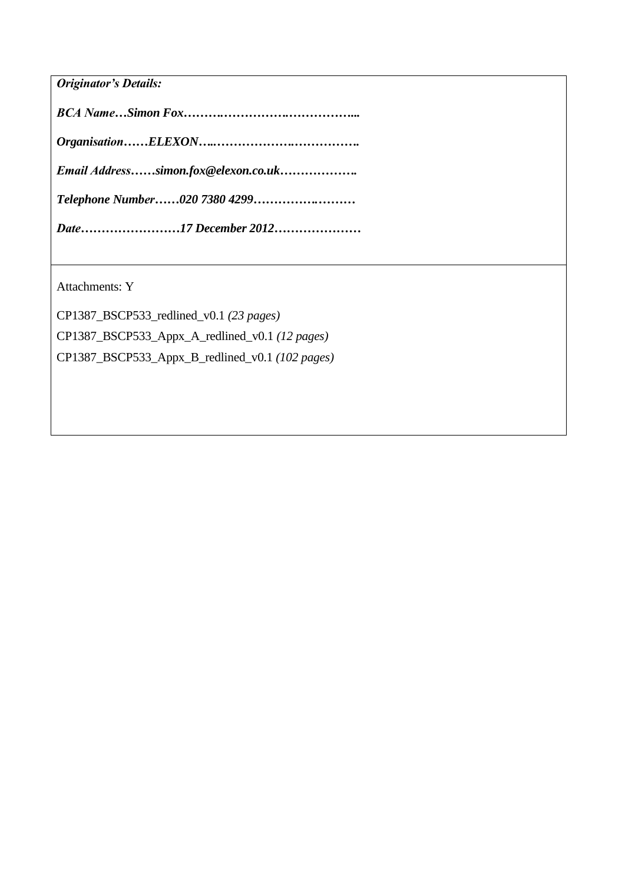***Originator's Details:***

***BCA Name…Simon Fox……….…………….……………...***

***Organisation……ELEXON….……………….…………….***

***Email Address……simon.fox@elexon.co.uk……………….***

***Telephone Number……020 7380 4299…………….………***

***Date……………………17 December 2012…………………***

Attachments: Y

CP1387_BSCP533_redlined_v0.1 *(23 pages)*

CP1387_BSCP533_Appx_A_redlined_v0.1 *(12 pages)*

CP1387_BSCP533_Appx_B_redlined_v0.1 *(102 pages)*